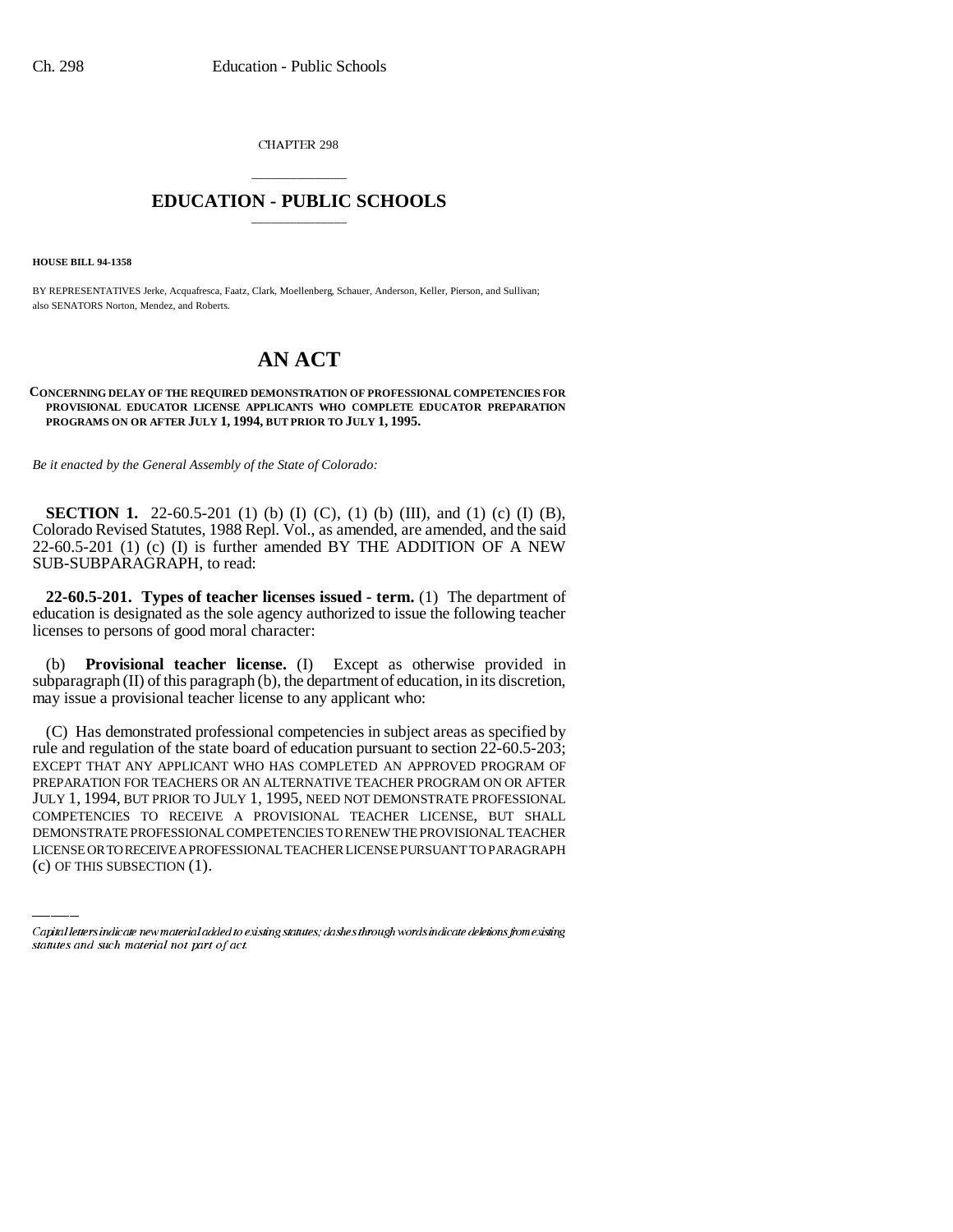CHAPTER 298

# EDUCATION - PUBLIC SCHOOLS

**HOUSE BILL 94-1358**

BY REPRESENTATIVES Jerke, Acquafresca, Faatz, Clark, Moellenberg, Schauer, Anderson, Keller, Pierson, and Sullivan; also SENATORS Norton, Mendez, and Roberts.

# AN ACT

**CONCERNING DELAY OF THE REQUIRED DEMONSTRATION OF PROFESSIONAL COMPETENCIES FOR PROVISIONAL EDUCATOR LICENSE APPLICANTS WHO COMPLETE EDUCATOR PREPARATION PROGRAMS ON OR AFTER JULY 1, 1994, BUT PRIOR TO JULY 1, 1995.**

*Be it enacted by the General Assembly of the State of Colorado:*

**SECTION 1.** 22-60.5-201 (1) (b) (I) (C), (1) (b) (III), and (1) (c) (I) (B), Colorado Revised Statutes, 1988 Repl. Vol., as amended, are amended, and the said 22-60.5-201 (1) (c) (I) is further amended BY THE ADDITION OF A NEW SUB-SUBPARAGRAPH, to read:

**22-60.5-201. Types of teacher licenses issued - term.** (1) The department of education is designated as the sole agency authorized to issue the following teacher licenses to persons of good moral character:

(b) **Provisional teacher license.** (I) Except as otherwise provided in subparagraph (II) of this paragraph (b), the department of education, in its discretion, may issue a provisional teacher license to any applicant who:

(C) Has demonstrated professional competencies in subject areas as specified by rule and regulation of the state board of education pursuant to section 22-60.5-203; EXCEPT THAT ANY APPLICANT WHO HAS COMPLETED AN APPROVED PROGRAM OF PREPARATION FOR TEACHERS OR AN ALTERNATIVE TEACHER PROGRAM ON OR AFTER JULY 1, 1994, BUT PRIOR TO JULY 1, 1995, NEED NOT DEMONSTRATE PROFESSIONAL COMPETENCIES TO RECEIVE A PROVISIONAL TEACHER LICENSE, BUT SHALL DEMONSTRATE PROFESSIONAL COMPETENCIES TO RENEW THE PROVISIONAL TEACHER LICENSE OR TO RECEIVE A PROFESSIONAL TEACHER LICENSE PURSUANT TO PARAGRAPH (c) OF THIS SUBSECTION (1).

*Capital letters indicate new material added to existing statutes; dashes through words indicate deletions from existing statutes and such material not part of act.*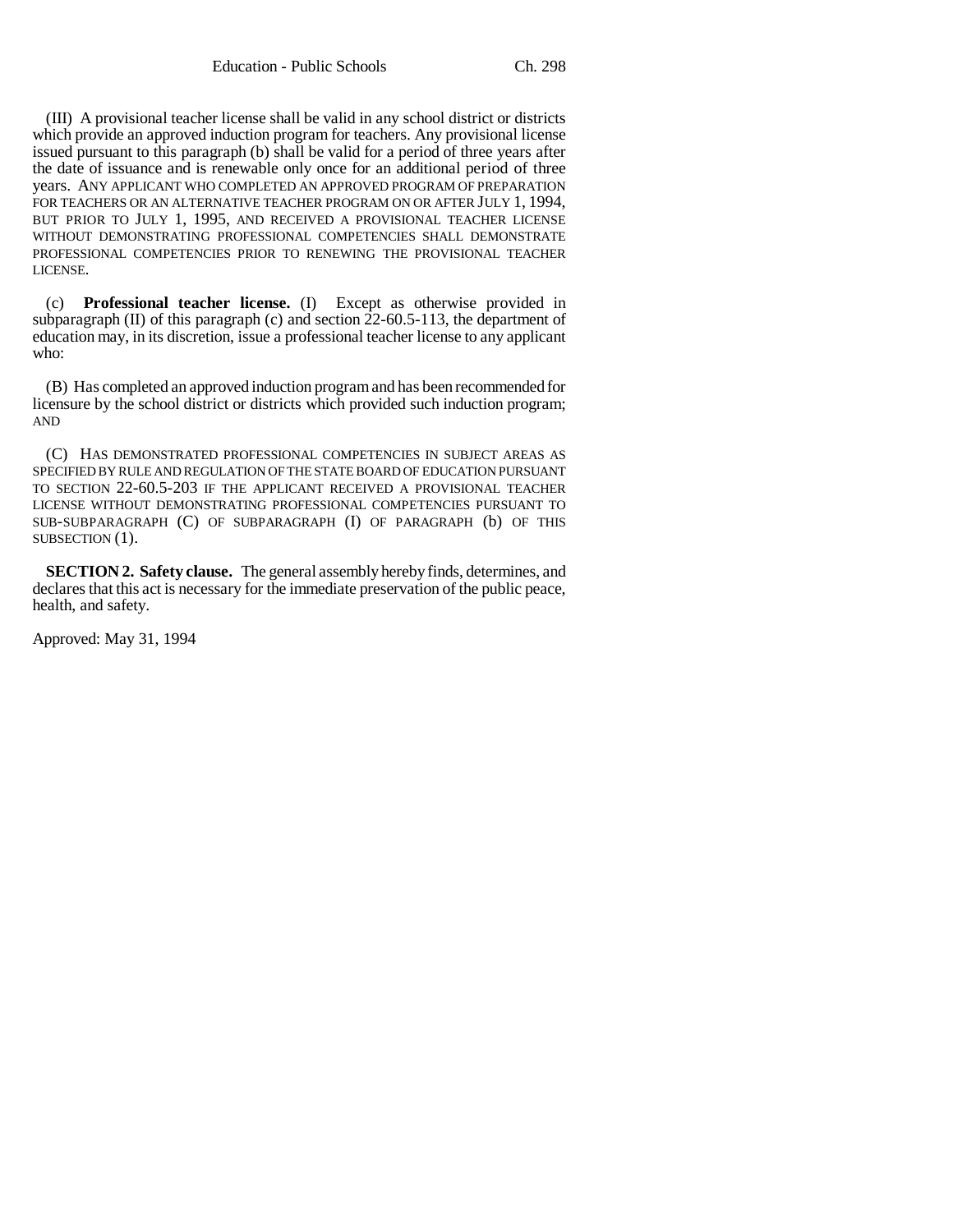(III) A provisional teacher license shall be valid in any school district or districts which provide an approved induction program for teachers. Any provisional license issued pursuant to this paragraph (b) shall be valid for a period of three years after the date of issuance and is renewable only once for an additional period of three years. ANY APPLICANT WHO COMPLETED AN APPROVED PROGRAM OF PREPARATION FOR TEACHERS OR AN ALTERNATIVE TEACHER PROGRAM ON OR AFTER JULY 1, 1994, BUT PRIOR TO JULY 1, 1995, AND RECEIVED A PROVISIONAL TEACHER LICENSE WITHOUT DEMONSTRATING PROFESSIONAL COMPETENCIES SHALL DEMONSTRATE PROFESSIONAL COMPETENCIES PRIOR TO RENEWING THE PROVISIONAL TEACHER LICENSE.

(c) **Professional teacher license.** (I) Except as otherwise provided in subparagraph (II) of this paragraph (c) and section 22-60.5-113, the department of education may, in its discretion, issue a professional teacher license to any applicant who:

(B) Has completed an approved induction program and has been recommended for licensure by the school district or districts which provided such induction program; AND

(C) HAS DEMONSTRATED PROFESSIONAL COMPETENCIES IN SUBJECT AREAS AS SPECIFIED BY RULE AND REGULATION OF THE STATE BOARD OF EDUCATION PURSUANT TO SECTION 22-60.5-203 IF THE APPLICANT RECEIVED A PROVISIONAL TEACHER LICENSE WITHOUT DEMONSTRATING PROFESSIONAL COMPETENCIES PURSUANT TO SUB-SUBPARAGRAPH (C) OF SUBPARAGRAPH (I) OF PARAGRAPH (b) OF THIS SUBSECTION (1).

**SECTION 2. Safety clause.** The general assembly hereby finds, determines, and declares that this act is necessary for the immediate preservation of the public peace, health, and safety.

Approved: May 31, 1994